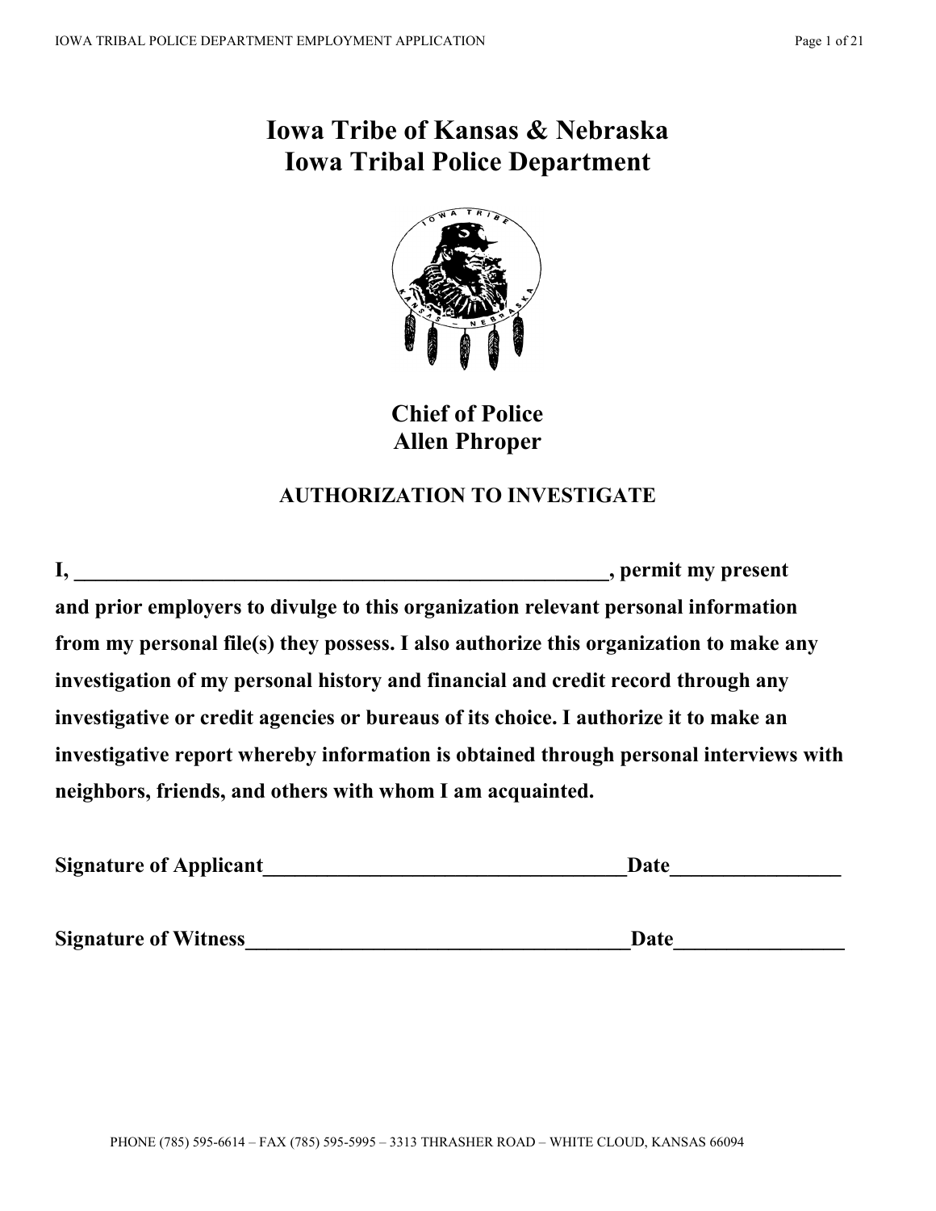# Iowa Tribe of Kansas & Nebraska
# Iowa Tribal Police Department

## Chief of Police
## Allen Phroper

### AUTHORIZATION TO INVESTIGATE

**I, _____________________________________________________, permit my present and prior employers to divulge to this organization relevant personal information from my personal file(s) they possess. I also authorize this organization to make any investigation of my personal history and financial and credit record through any investigative or credit agencies or bureaus of its choice. I authorize it to make an investigative report whereby information is obtained through personal interviews with neighbors, friends, and others with whom I am acquainted.**

**Signature of Applicant___________________________________Date________________**

**Signature of Witness_____________________________________Date________________**

PHONE (785) 595-6614 – FAX (785) 595-5995 – 3313 THRASHER ROAD – WHITE CLOUD, KANSAS 66094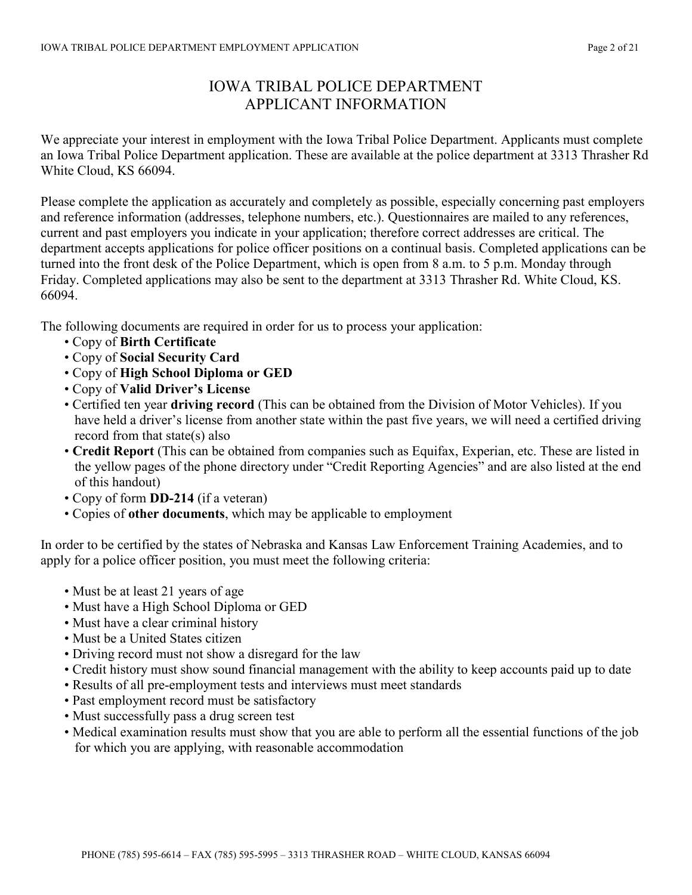# IOWA TRIBAL POLICE DEPARTMENT
## APPLICANT INFORMATION

We appreciate your interest in employment with the Iowa Tribal Police Department. Applicants must complete an Iowa Tribal Police Department application. These are available at the police department at 3313 Thrasher Rd White Cloud, KS 66094.

Please complete the application as accurately and completely as possible, especially concerning past employers and reference information (addresses, telephone numbers, etc.). Questionnaires are mailed to any references, current and past employers you indicate in your application; therefore correct addresses are critical. The department accepts applications for police officer positions on a continual basis. Completed applications can be turned into the front desk of the Police Department, which is open from 8 a.m. to 5 p.m. Monday through Friday. Completed applications may also be sent to the department at 3313 Thrasher Rd. White Cloud, KS. 66094.

The following documents are required in order for us to process your application:

- Copy of **Birth Certificate**
- Copy of **Social Security Card**
- Copy of **High School Diploma or GED**
- Copy of **Valid Driver's License**
- Certified ten year **driving record** (This can be obtained from the Division of Motor Vehicles). If you have held a driver's license from another state within the past five years, we will need a certified driving record from that state(s) also
- **Credit Report** (This can be obtained from companies such as Equifax, Experian, etc. These are listed in the yellow pages of the phone directory under "Credit Reporting Agencies" and are also listed at the end of this handout)
- Copy of form **DD-214** (if a veteran)
- Copies of **other documents**, which may be applicable to employment

In order to be certified by the states of Nebraska and Kansas Law Enforcement Training Academies, and to apply for a police officer position, you must meet the following criteria:

- Must be at least 21 years of age
- Must have a High School Diploma or GED
- Must have a clear criminal history
- Must be a United States citizen
- Driving record must not show a disregard for the law
- Credit history must show sound financial management with the ability to keep accounts paid up to date
- Results of all pre-employment tests and interviews must meet standards
- Past employment record must be satisfactory
- Must successfully pass a drug screen test
- Medical examination results must show that you are able to perform all the essential functions of the job for which you are applying, with reasonable accommodation

PHONE (785) 595-6614 – FAX (785) 595-5995 – 3313 THRASHER ROAD – WHITE CLOUD, KANSAS 66094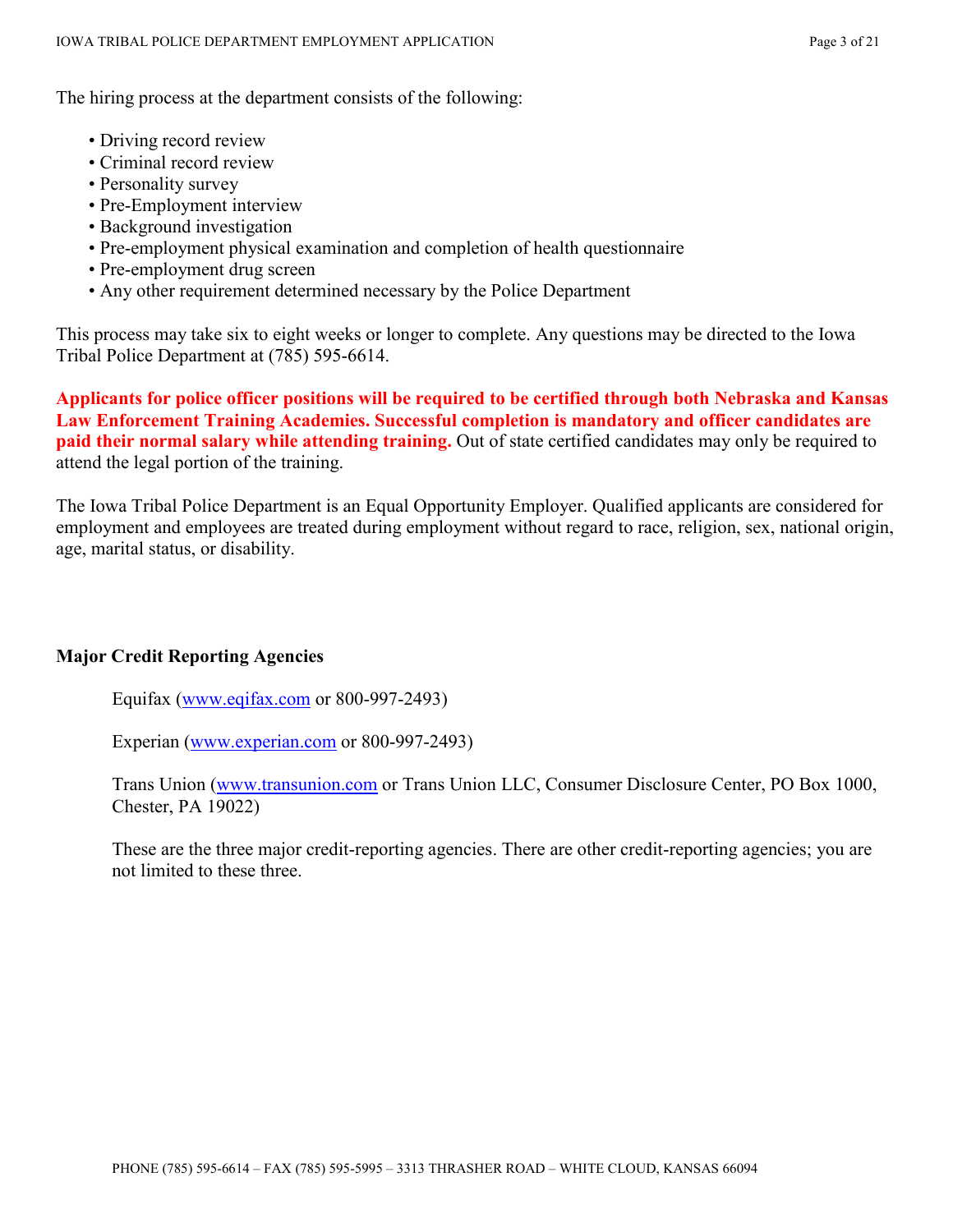The hiring process at the department consists of the following:

- Driving record review
- Criminal record review
- Personality survey
- Pre-Employment interview
- Background investigation
- Pre-employment physical examination and completion of health questionnaire
- Pre-employment drug screen
- Any other requirement determined necessary by the Police Department

This process may take six to eight weeks or longer to complete. Any questions may be directed to the Iowa Tribal Police Department at (785) 595-6614.

**Applicants for police officer positions will be required to be certified through both Nebraska and Kansas Law Enforcement Training Academies. Successful completion is mandatory and officer candidates are paid their normal salary while attending training.** Out of state certified candidates may only be required to attend the legal portion of the training.

The Iowa Tribal Police Department is an Equal Opportunity Employer. Qualified applicants are considered for employment and employees are treated during employment without regard to race, religion, sex, national origin, age, marital status, or disability.

**Major Credit Reporting Agencies**

Equifax (www.eqifax.com or 800-997-2493)

Experian (www.experian.com or 800-997-2493)

Trans Union (www.transunion.com or Trans Union LLC, Consumer Disclosure Center, PO Box 1000, Chester, PA 19022)

These are the three major credit-reporting agencies. There are other credit-reporting agencies; you are not limited to these three.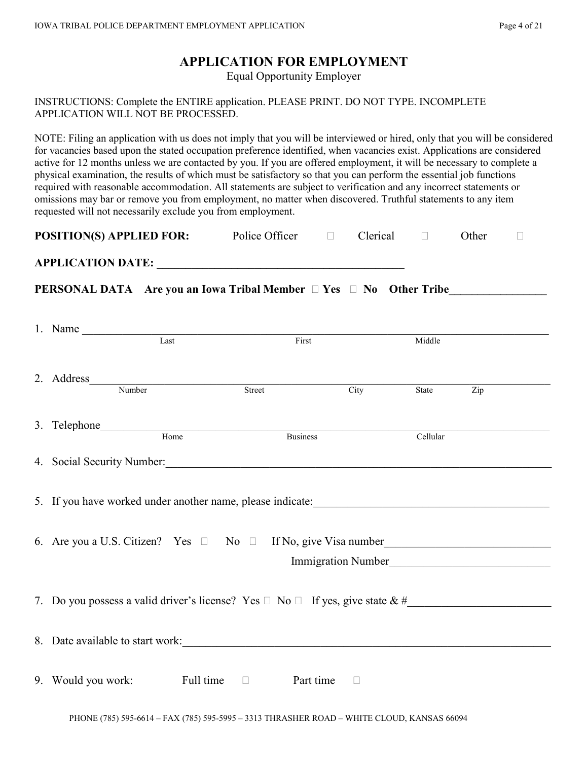# APPLICATION FOR EMPLOYMENT

Equal Opportunity Employer

INSTRUCTIONS: Complete the ENTIRE application. PLEASE PRINT. DO NOT TYPE. INCOMPLETE APPLICATION WILL NOT BE PROCESSED.

NOTE: Filing an application with us does not imply that you will be interviewed or hired, only that you will be considered for vacancies based upon the stated occupation preference identified, when vacancies exist. Applications are considered active for 12 months unless we are contacted by you. If you are offered employment, it will be necessary to complete a physical examination, the results of which must be satisfactory so that you can perform the essential job functions required with reasonable accommodation. All statements are subject to verification and any incorrect statements or omissions may bar or remove you from employment, no matter when discovered. Truthful statements to any item requested will not necessarily exclude you from employment.

**POSITION(S) APPLIED FOR:** Police Officer ☐ Clerical ☐ Other ☐

**APPLICATION DATE:** ______________________________

**PERSONAL DATA Are you an Iowa Tribal Member ☐ Yes ☐ No Other Tribe**________________

1. Name ____________________________________________
   Last First Middle

2. Address____________________________________________
   Number Street City State Zip

3. Telephone__________________________________________
   Home Business Cellular

4. Social Security Number:______________________________

5. If you have worked under another name, please indicate:______________________________

6. Are you a U.S. Citizen? Yes ☐ No ☐ If No, give Visa number__________________________
   Immigration Number__________________________

7. Do you possess a valid driver's license? Yes ☐ No ☐ If yes, give state & #______________________

8. Date available to start work:______________________________

9. Would you work: Full time ☐ Part time ☐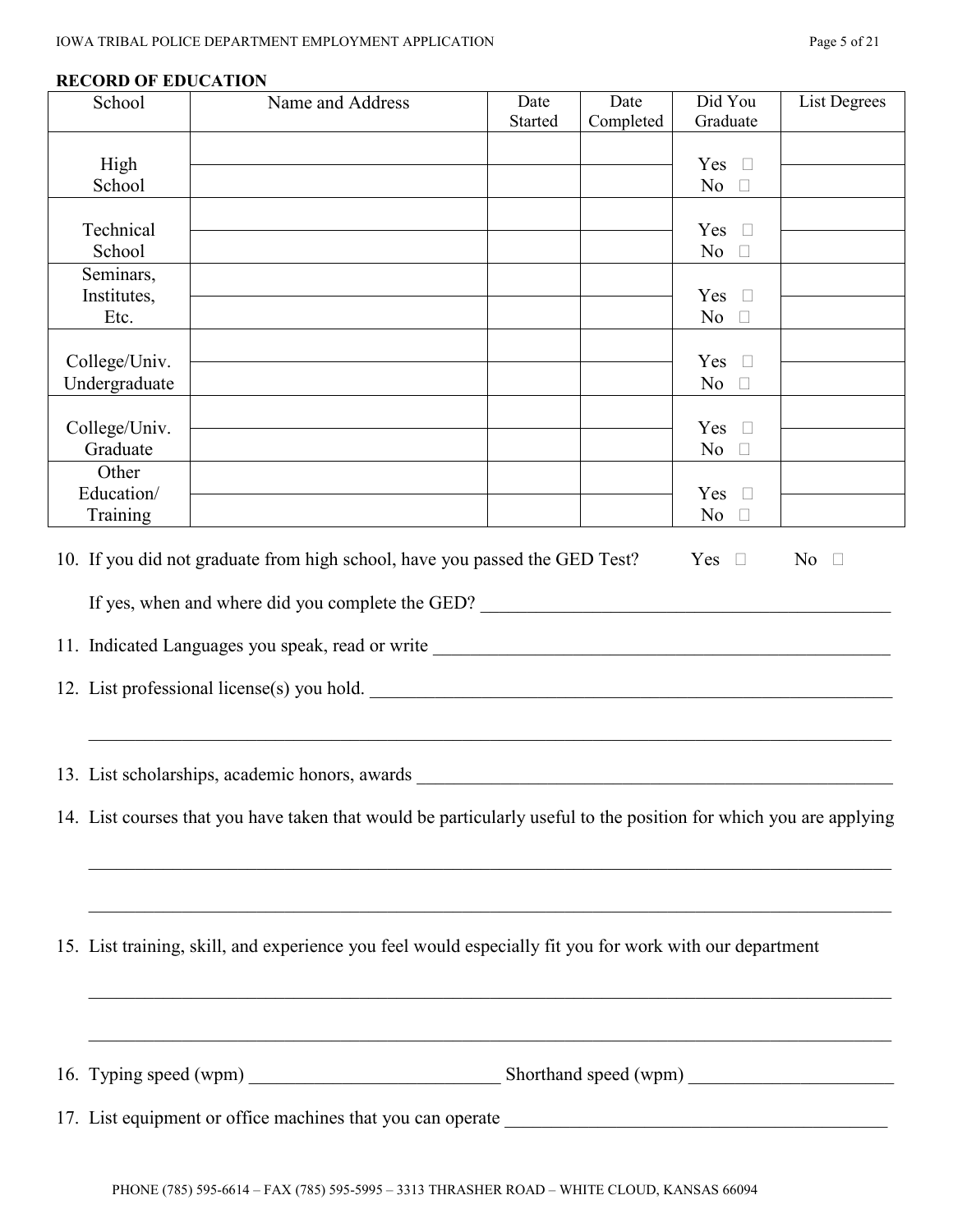**RECORD OF EDUCATION**

| School | Name and Address | Date Started | Date Completed | Did You Graduate | List Degrees |
|---|---|---|---|---|---|
| High School | | | | Yes ☐ No ☐ | |
| | | | | | |
| Technical School | | | | Yes ☐ No ☐ | |
| | | | | | |
| Seminars, Institutes, Etc. | | | | Yes ☐ No ☐ | |
| | | | | | |
| College/Univ. Undergraduate | | | | Yes ☐ No ☐ | |
| | | | | | |
| College/Univ. Graduate | | | | Yes ☐ No ☐ | |
| | | | | | |
| Other Education/ Training | | | | Yes ☐ No ☐ | |
| | | | | | |

10. If you did not graduate from high school, have you passed the GED Test? Yes ☐ No ☐

    If yes, when and where did you complete the GED? ______________________________________________

11. Indicated Languages you speak, read or write ______________________________________________

12. List professional license(s) you hold. ______________________________________________

    ______________________________________________

13. List scholarships, academic honors, awards ______________________________________________

14. List courses that you have taken that would be particularly useful to the position for which you are applying

    ______________________________________________

    ______________________________________________

15. List training, skill, and experience you feel would especially fit you for work with our department

    ______________________________________________

    ______________________________________________

16. Typing speed (wpm) ____________________ Shorthand speed (wpm) ____________________

17. List equipment or office machines that you can operate ______________________________________________

PHONE (785) 595-6614 – FAX (785) 595-5995 – 3313 THRASHER ROAD – WHITE CLOUD, KANSAS 66094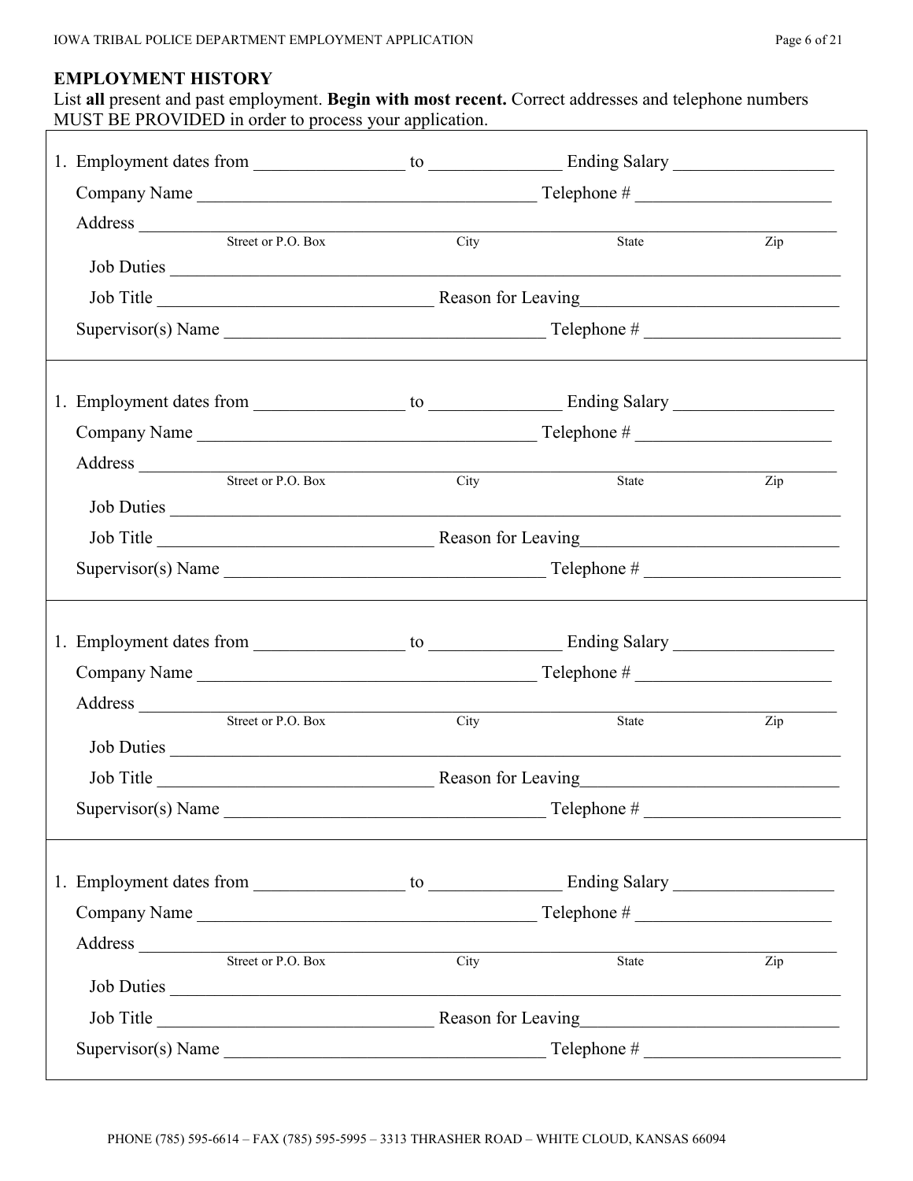## EMPLOYMENT HISTORY

List **all** present and past employment. **Begin with most recent.** Correct addresses and telephone numbers MUST BE PROVIDED in order to process your application.

1. Employment dates from ________________ to ______________ Ending Salary _________________

   Company Name ____________________________________ Telephone # _____________________

   Address ______________________________________________________________________
   Street or P.O. Box          City          State          Zip

   Job Duties ____________________________________________________________________

   Job Title ____________________________ Reason for Leaving___________________________

   Supervisor(s) Name __________________________________ Telephone # _____________________

1. Employment dates from ________________ to ______________ Ending Salary _________________

   Company Name ____________________________________ Telephone # _____________________

   Address ______________________________________________________________________
   Street or P.O. Box          City          State          Zip

   Job Duties ____________________________________________________________________

   Job Title ____________________________ Reason for Leaving___________________________

   Supervisor(s) Name __________________________________ Telephone # _____________________

1. Employment dates from ________________ to ______________ Ending Salary _________________

   Company Name ____________________________________ Telephone # _____________________

   Address ______________________________________________________________________
   Street or P.O. Box          City          State          Zip

   Job Duties ____________________________________________________________________

   Job Title ____________________________ Reason for Leaving___________________________

   Supervisor(s) Name __________________________________ Telephone # _____________________

1. Employment dates from ________________ to ______________ Ending Salary _________________

   Company Name ____________________________________ Telephone # _____________________

   Address ______________________________________________________________________
   Street or P.O. Box          City          State          Zip

   Job Duties ____________________________________________________________________

   Job Title ____________________________ Reason for Leaving___________________________

   Supervisor(s) Name __________________________________ Telephone # _____________________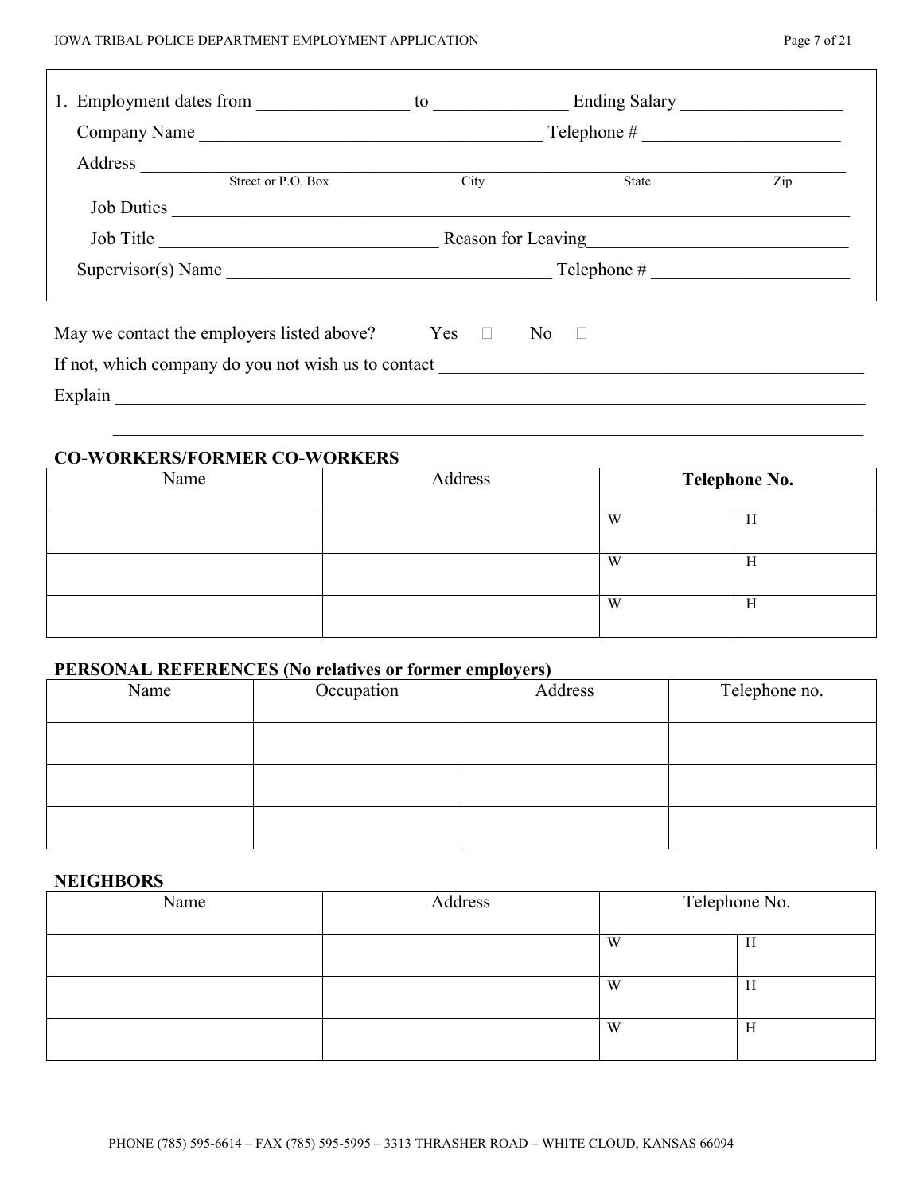1. Employment dates from ________________ to ______________ Ending Salary _________________

   Company Name _____________________________________ Telephone # _____________________

   Address ______________________________________________________________________________
   Street or P.O. Box &nbsp;&nbsp;&nbsp;&nbsp; City &nbsp;&nbsp;&nbsp;&nbsp; State &nbsp;&nbsp;&nbsp;&nbsp; Zip

   Job Duties ____________________________________________________________________________

   Job Title ______________________________ Reason for Leaving____________________________

   Supervisor(s) Name ___________________________________ Telephone # _____________________

May we contact the employers listed above? Yes ☐ No ☐

If not, which company do you not wish us to contact _____________________________________________

Explain ______________________________________________________________________________________

______________________________________________________________________________________

## CO-WORKERS/FORMER CO-WORKERS

| Name | Address | **Telephone No.** | |
|---|---|---|---|
| | | W | H |
| | | W | H |
| | | W | H |

## PERSONAL REFERENCES (No relatives or former employers)

| Name | Occupation | Address | Telephone no. |
|---|---|---|---|
| | | | |
| | | | |
| | | | |

## NEIGHBORS

| Name | Address | Telephone No. | |
|---|---|---|---|
| | | W | H |
| | | W | H |
| | | W | H |

PHONE (785) 595-6614 – FAX (785) 595-5995 – 3313 THRASHER ROAD – WHITE CLOUD, KANSAS 66094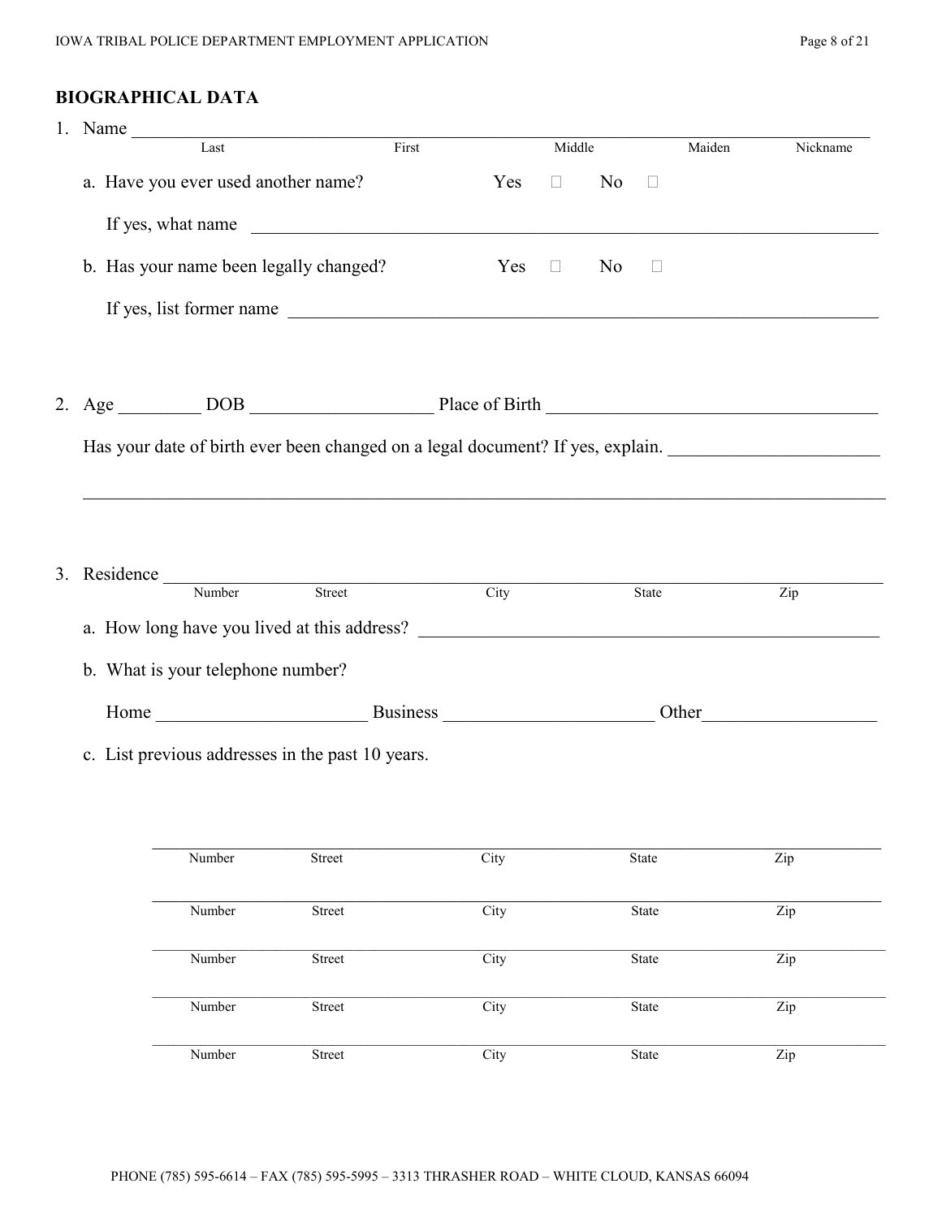## BIOGRAPHICAL DATA

1. Name ______________________________________________________________________________

   Last First Middle Maiden Nickname

   a. Have you ever used another name? Yes ☐ No ☐

      If yes, what name ______________________________________________________________

   b. Has your name been legally changed? Yes ☐ No ☐

      If yes, list former name ______________________________________________________

2. Age _________ DOB ____________________ Place of Birth ____________________________________

   Has your date of birth ever been changed on a legal document? If yes, explain. _______________________

   ______________________________________________________________________________________

3. Residence ______________________________________________________________________________

   Number Street City State Zip

   a. How long have you lived at this address? ____________________________________________

   b. What is your telephone number?

      Home ______________________ Business ______________________ Other___________________

   c. List previous addresses in the past 10 years.

      ______________________________________________________________________________
      Number Street City State Zip

      ______________________________________________________________________________
      Number Street City State Zip

      ______________________________________________________________________________
      Number Street City State Zip

      ______________________________________________________________________________
      Number Street City State Zip

      ______________________________________________________________________________
      Number Street City State Zip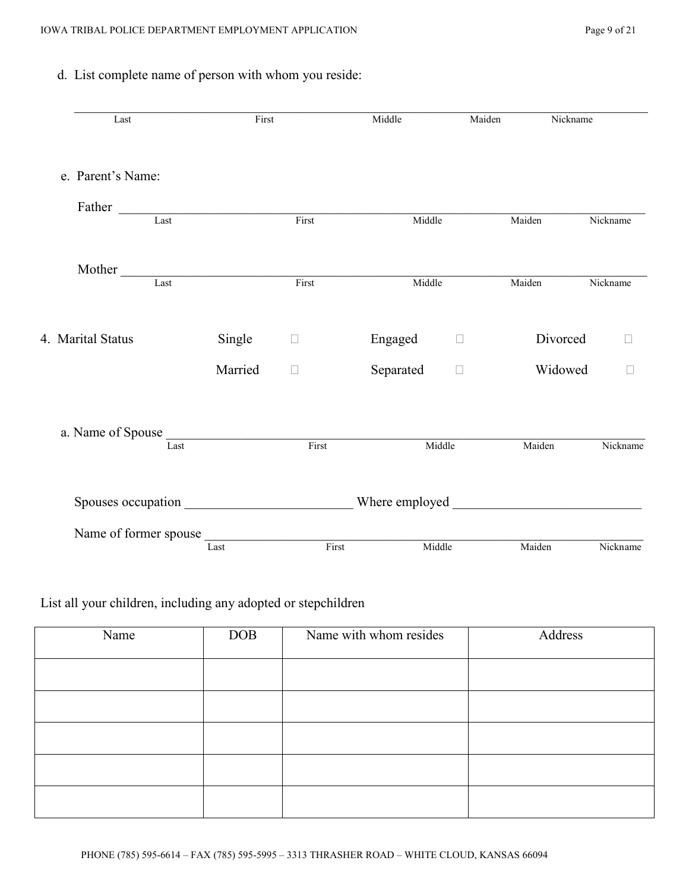d. List complete name of person with whom you reside:

\_\_\_\_\_\_\_\_\_\_\_\_\_\_\_\_\_\_\_\_\_\_\_\_\_\_\_\_\_\_\_\_\_\_\_\_\_\_\_\_\_\_\_\_\_\_\_\_\_\_\_\_\_\_\_\_\_\_\_\_\_\_\_\_\_\_\_\_\_\_\_\_\_\_\_\_\_\_\_\_
Last First Middle Maiden Nickname

e. Parent's Name:

Father \_\_\_\_\_\_\_\_\_\_\_\_\_\_\_\_\_\_\_\_\_\_\_\_\_\_\_\_\_\_\_\_\_\_\_\_\_\_\_\_\_\_\_\_\_\_\_\_\_\_\_\_\_\_\_\_\_\_\_\_\_\_\_\_\_\_\_\_\_\_\_\_\_\_
Last First Middle Maiden Nickname

Mother \_\_\_\_\_\_\_\_\_\_\_\_\_\_\_\_\_\_\_\_\_\_\_\_\_\_\_\_\_\_\_\_\_\_\_\_\_\_\_\_\_\_\_\_\_\_\_\_\_\_\_\_\_\_\_\_\_\_\_\_\_\_\_\_\_\_\_\_\_\_\_\_\_\_
Last First Middle Maiden Nickname

4. Marital Status

| | | | | | |
|---|---|---|---|---|---|
| Single | ☐ | Engaged | ☐ | Divorced | ☐ |
| Married | ☐ | Separated | ☐ | Widowed | ☐ |

a. Name of Spouse \_\_\_\_\_\_\_\_\_\_\_\_\_\_\_\_\_\_\_\_\_\_\_\_\_\_\_\_\_\_\_\_\_\_\_\_\_\_\_\_\_\_\_\_\_\_\_\_\_\_\_\_\_\_\_\_\_\_\_\_\_\_\_\_\_\_
Last First Middle Maiden Nickname

Spouses occupation \_\_\_\_\_\_\_\_\_\_\_\_\_\_\_\_\_\_\_\_\_\_\_\_\_\_ Where employed \_\_\_\_\_\_\_\_\_\_\_\_\_\_\_\_\_\_\_\_\_\_\_\_\_\_\_\_\_\_

Name of former spouse \_\_\_\_\_\_\_\_\_\_\_\_\_\_\_\_\_\_\_\_\_\_\_\_\_\_\_\_\_\_\_\_\_\_\_\_\_\_\_\_\_\_\_\_\_\_\_\_\_\_\_\_\_\_\_\_\_\_\_\_\_\_\_\_
Last First Middle Maiden Nickname

List all your children, including any adopted or stepchildren

| Name | DOB | Name with whom resides | Address |
|---|---|---|---|
| | | | |
| | | | |
| | | | |
| | | | |
| | | | |

PHONE (785) 595-6614 – FAX (785) 595-5995 – 3313 THRASHER ROAD – WHITE CLOUD, KANSAS 66094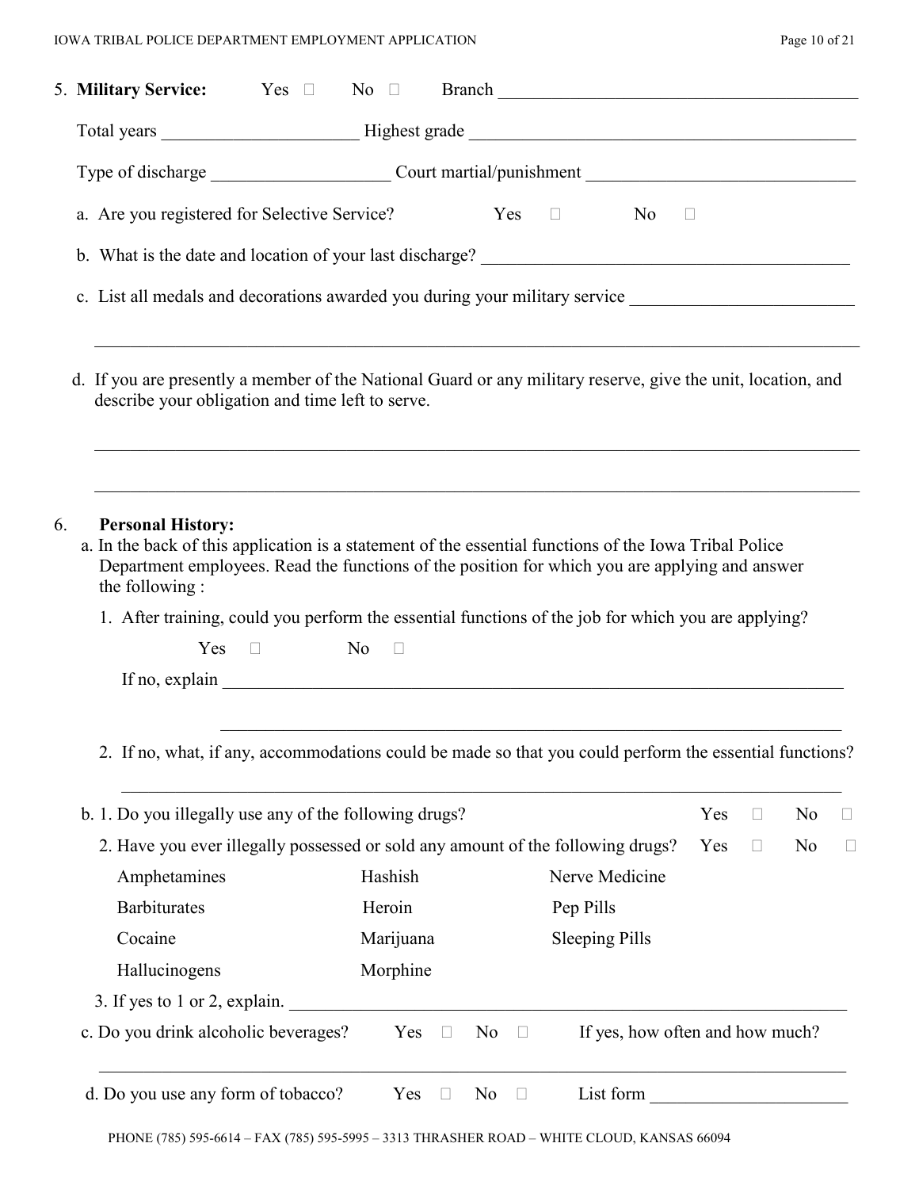5. **Military Service:** Yes ☐ No ☐ Branch ________________________________________

   Total years ____________________ Highest grade ________________________________________

   Type of discharge __________________ Court martial/punishment ____________________________

   a. Are you registered for Selective Service? Yes ☐ No ☐

   b. What is the date and location of your last discharge? ________________________________________

   c. List all medals and decorations awarded you during your military service ________________________

   ________________________________________________________________________________

   d. If you are presently a member of the National Guard or any military reserve, give the unit, location, and describe your obligation and time left to serve.

   ________________________________________________________________________________

   ________________________________________________________________________________

6. **Personal History:**

   a. In the back of this application is a statement of the essential functions of the Iowa Tribal Police Department employees. Read the functions of the position for which you are applying and answer the following :

      1. After training, could you perform the essential functions of the job for which you are applying?

         Yes ☐ No ☐

         If no, explain ____________________________________________________________________

         ________________________________________________________________________________

      2. If no, what, if any, accommodations could be made so that you could perform the essential functions?

         ________________________________________________________________________________

   b. 1. Do you illegally use any of the following drugs? Yes ☐ No ☐

      2. Have you ever illegally possessed or sold any amount of the following drugs? Yes ☐ No ☐

      | | | |
      |---|---|---|
      | Amphetamines | Hashish | Nerve Medicine |
      | Barbiturates | Heroin | Pep Pills |
      | Cocaine | Marijuana | Sleeping Pills |
      | Hallucinogens | Morphine | |

      3. If yes to 1 or 2, explain. ____________________________________________________________

   c. Do you drink alcoholic beverages? Yes ☐ No ☐ If yes, how often and how much?

      ________________________________________________________________________________

   d. Do you use any form of tobacco? Yes ☐ No ☐ List form ____________________

PHONE (785) 595-6614 – FAX (785) 595-5995 – 3313 THRASHER ROAD – WHITE CLOUD, KANSAS 66094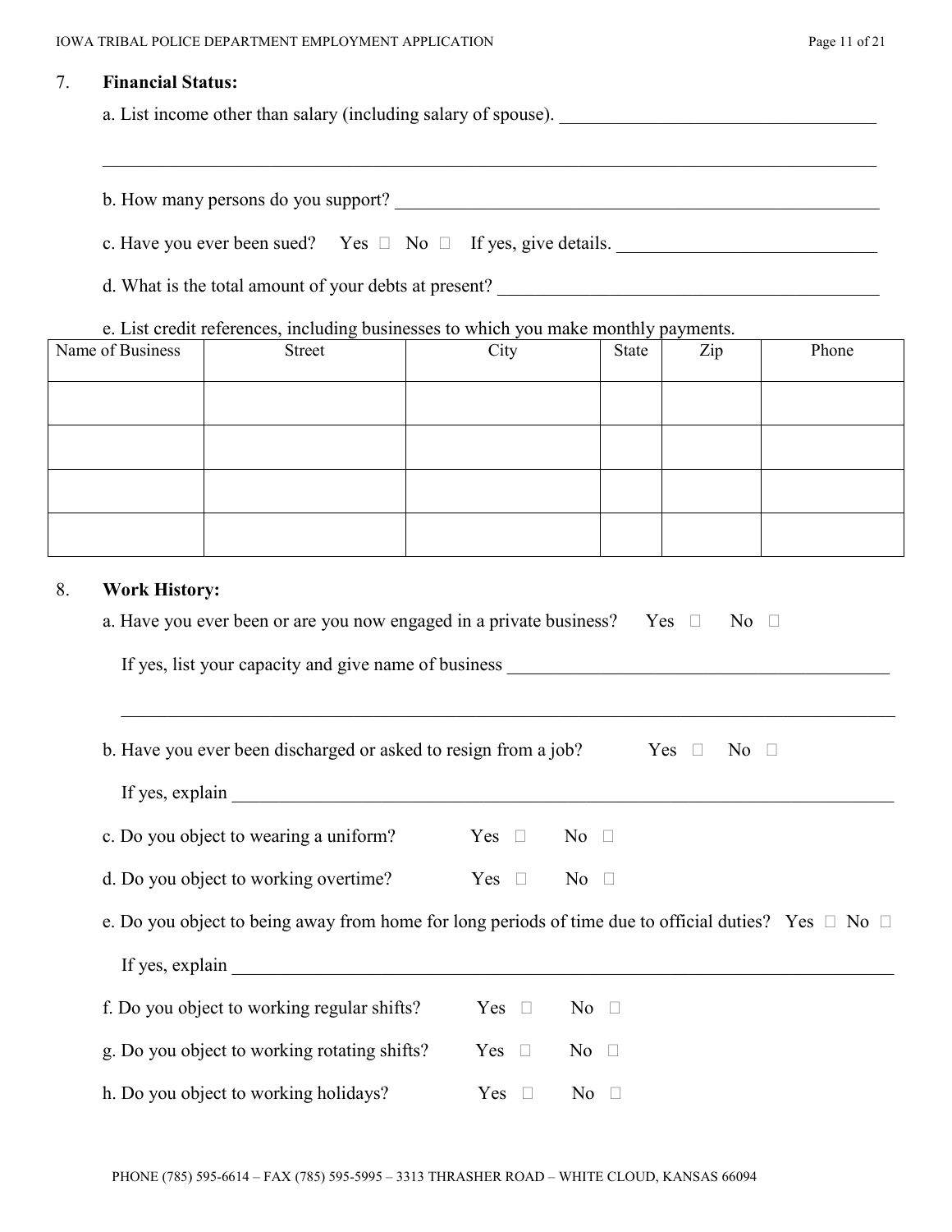7. **Financial Status:**

a. List income other than salary (including salary of spouse). ___________________________________

_____________________________________________________________________________________

b. How many persons do you support? _________________________________________________

c. Have you ever been sued? Yes ☐ No ☐ If yes, give details. ____________________________

d. What is the total amount of your debts at present? ___________________________________

e. List credit references, including businesses to which you make monthly payments.

| Name of Business | Street | City | State | Zip | Phone |
|---|---|---|---|---|---|
| | | | | | |
| | | | | | |
| | | | | | |
| | | | | | |

8. **Work History:**

a. Have you ever been or are you now engaged in a private business? Yes ☐ No ☐

If yes, list your capacity and give name of business ___________________________________

_____________________________________________________________________________________

b. Have you ever been discharged or asked to resign from a job? Yes ☐ No ☐

If yes, explain _________________________________________________________________

c. Do you object to wearing a uniform? Yes ☐ No ☐

d. Do you object to working overtime? Yes ☐ No ☐

e. Do you object to being away from home for long periods of time due to official duties? Yes ☐ No ☐

If yes, explain _________________________________________________________________

f. Do you object to working regular shifts? Yes ☐ No ☐

g. Do you object to working rotating shifts? Yes ☐ No ☐

h. Do you object to working holidays? Yes ☐ No ☐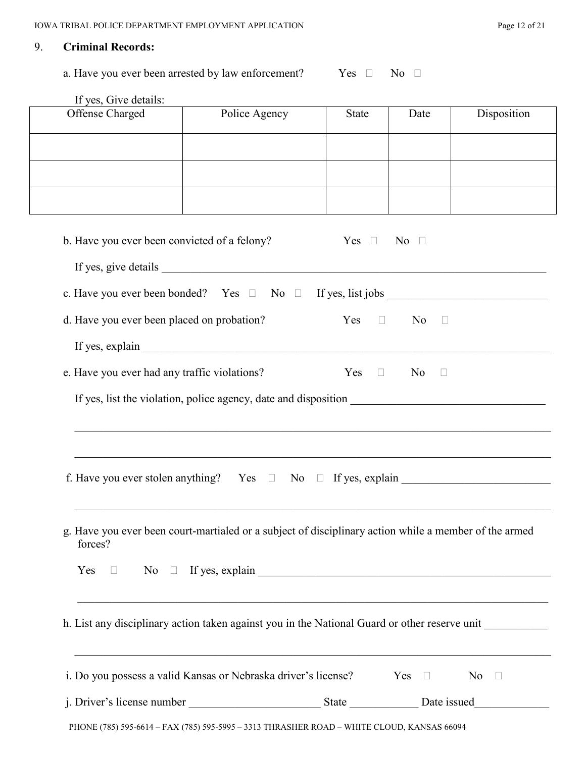9. **Criminal Records:**

a. Have you ever been arrested by law enforcement? Yes ☐ No ☐

If yes, Give details:

| Offense Charged | Police Agency | State | Date | Disposition |
|---|---|---|---|---|
| | | | | |
| | | | | |
| | | | | |

b. Have you ever been convicted of a felony? Yes ☐ No ☐

If yes, give details ______________________________________________________________

c. Have you ever been bonded? Yes ☐ No ☐ If yes, list jobs ____________________________

d. Have you ever been placed on probation? Yes ☐ No ☐

If yes, explain __________________________________________________________________

e. Have you ever had any traffic violations? Yes ☐ No ☐

If yes, list the violation, police agency, date and disposition __________________________________

______________________________________________________________________________

______________________________________________________________________________

f. Have you ever stolen anything? Yes ☐ No ☐ If yes, explain __________________________

______________________________________________________________________________

g. Have you ever been court-martialed or a subject of disciplinary action while a member of the armed forces?

Yes ☐ No ☐ If yes, explain ______________________________________________________

______________________________________________________________________________

h. List any disciplinary action taken against you in the National Guard or other reserve unit ___________

______________________________________________________________________________

i. Do you possess a valid Kansas or Nebraska driver's license? Yes ☐ No ☐

j. Driver's license number _______________________ State ____________ Date issued_____________

PHONE (785) 595-6614 – FAX (785) 595-5995 – 3313 THRASHER ROAD – WHITE CLOUD, KANSAS 66094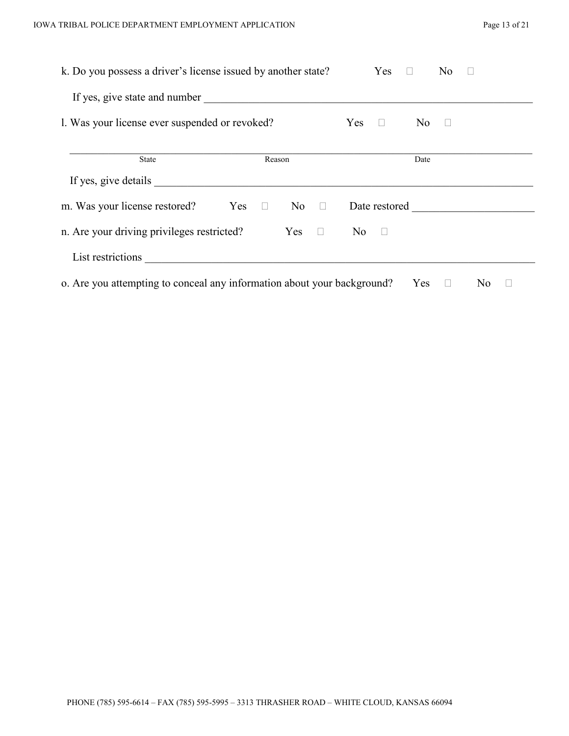k. Do you possess a driver's license issued by another state? Yes ☐ No ☐

If yes, give state and number ______________________________________________

l. Was your license ever suspended or revoked? Yes ☐ No ☐

| State | Reason | Date |
|---|---|---|
| | | |

If yes, give details ______________________________________________

m. Was your license restored? Yes ☐ No ☐ Date restored ____________________

n. Are your driving privileges restricted? Yes ☐ No ☐

List restrictions ______________________________________________

o. Are you attempting to conceal any information about your background? Yes ☐ No ☐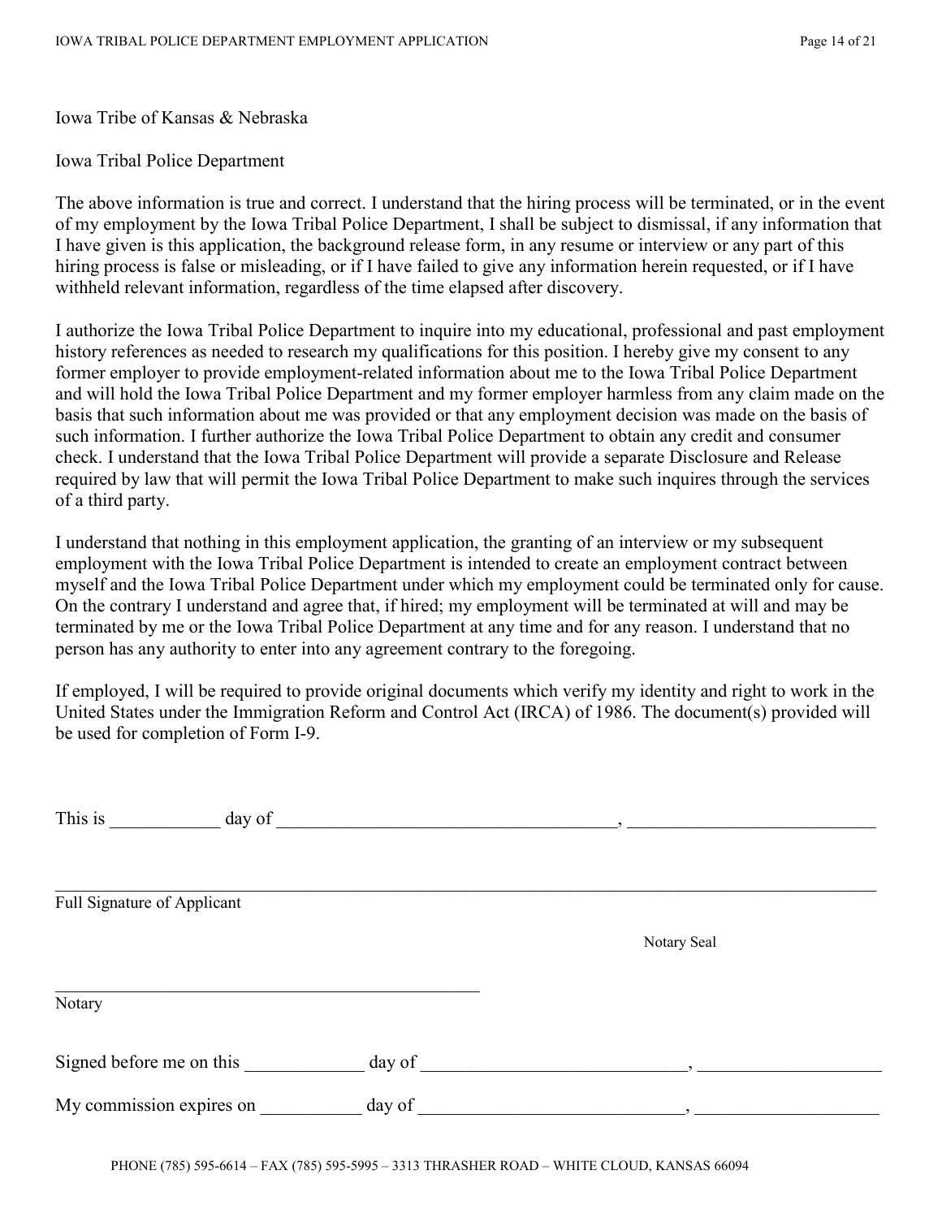Iowa Tribe of Kansas & Nebraska

Iowa Tribal Police Department

The above information is true and correct. I understand that the hiring process will be terminated, or in the event of my employment by the Iowa Tribal Police Department, I shall be subject to dismissal, if any information that I have given is this application, the background release form, in any resume or interview or any part of this hiring process is false or misleading, or if I have failed to give any information herein requested, or if I have withheld relevant information, regardless of the time elapsed after discovery.

I authorize the Iowa Tribal Police Department to inquire into my educational, professional and past employment history references as needed to research my qualifications for this position. I hereby give my consent to any former employer to provide employment-related information about me to the Iowa Tribal Police Department and will hold the Iowa Tribal Police Department and my former employer harmless from any claim made on the basis that such information about me was provided or that any employment decision was made on the basis of such information. I further authorize the Iowa Tribal Police Department to obtain any credit and consumer check. I understand that the Iowa Tribal Police Department will provide a separate Disclosure and Release required by law that will permit the Iowa Tribal Police Department to make such inquires through the services of a third party.

I understand that nothing in this employment application, the granting of an interview or my subsequent employment with the Iowa Tribal Police Department is intended to create an employment contract between myself and the Iowa Tribal Police Department under which my employment could be terminated only for cause. On the contrary I understand and agree that, if hired; my employment will be terminated at will and may be terminated by me or the Iowa Tribal Police Department at any time and for any reason. I understand that no person has any authority to enter into any agreement contrary to the foregoing.

If employed, I will be required to provide original documents which verify my identity and right to work in the United States under the Immigration Reform and Control Act (IRCA) of 1986. The document(s) provided will be used for completion of Form I-9.

This is ____________ day of _____________________________________, ___________________________

_____________________________________________________________________________________

Full Signature of Applicant

Notary Seal

_______________________________________________

Notary

Signed before me on this _____________ day of _____________________________, ____________________

My commission expires on ___________ day of _____________________________, ____________________

PHONE (785) 595-6614 – FAX (785) 595-5995 – 3313 THRASHER ROAD – WHITE CLOUD, KANSAS 66094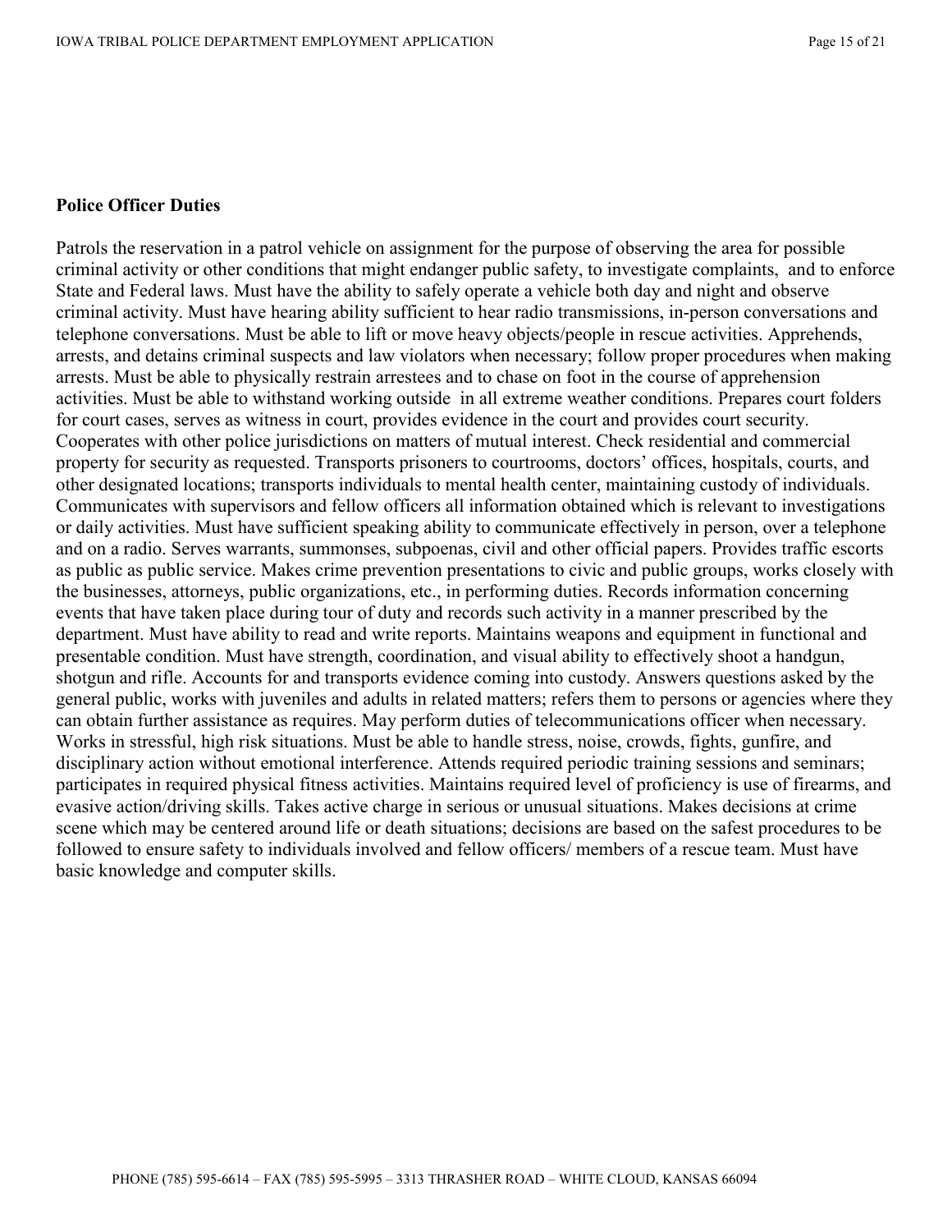**Police Officer Duties**

Patrols the reservation in a patrol vehicle on assignment for the purpose of observing the area for possible criminal activity or other conditions that might endanger public safety, to investigate complaints, and to enforce State and Federal laws. Must have the ability to safely operate a vehicle both day and night and observe criminal activity. Must have hearing ability sufficient to hear radio transmissions, in-person conversations and telephone conversations. Must be able to lift or move heavy objects/people in rescue activities. Apprehends, arrests, and detains criminal suspects and law violators when necessary; follow proper procedures when making arrests. Must be able to physically restrain arrestees and to chase on foot in the course of apprehension activities. Must be able to withstand working outside in all extreme weather conditions. Prepares court folders for court cases, serves as witness in court, provides evidence in the court and provides court security. Cooperates with other police jurisdictions on matters of mutual interest. Check residential and commercial property for security as requested. Transports prisoners to courtrooms, doctors' offices, hospitals, courts, and other designated locations; transports individuals to mental health center, maintaining custody of individuals. Communicates with supervisors and fellow officers all information obtained which is relevant to investigations or daily activities. Must have sufficient speaking ability to communicate effectively in person, over a telephone and on a radio. Serves warrants, summonses, subpoenas, civil and other official papers. Provides traffic escorts as public as public service. Makes crime prevention presentations to civic and public groups, works closely with the businesses, attorneys, public organizations, etc., in performing duties. Records information concerning events that have taken place during tour of duty and records such activity in a manner prescribed by the department. Must have ability to read and write reports. Maintains weapons and equipment in functional and presentable condition. Must have strength, coordination, and visual ability to effectively shoot a handgun, shotgun and rifle. Accounts for and transports evidence coming into custody. Answers questions asked by the general public, works with juveniles and adults in related matters; refers them to persons or agencies where they can obtain further assistance as requires. May perform duties of telecommunications officer when necessary. Works in stressful, high risk situations. Must be able to handle stress, noise, crowds, fights, gunfire, and disciplinary action without emotional interference. Attends required periodic training sessions and seminars; participates in required physical fitness activities. Maintains required level of proficiency is use of firearms, and evasive action/driving skills. Takes active charge in serious or unusual situations. Makes decisions at crime scene which may be centered around life or death situations; decisions are based on the safest procedures to be followed to ensure safety to individuals involved and fellow officers/ members of a rescue team. Must have basic knowledge and computer skills.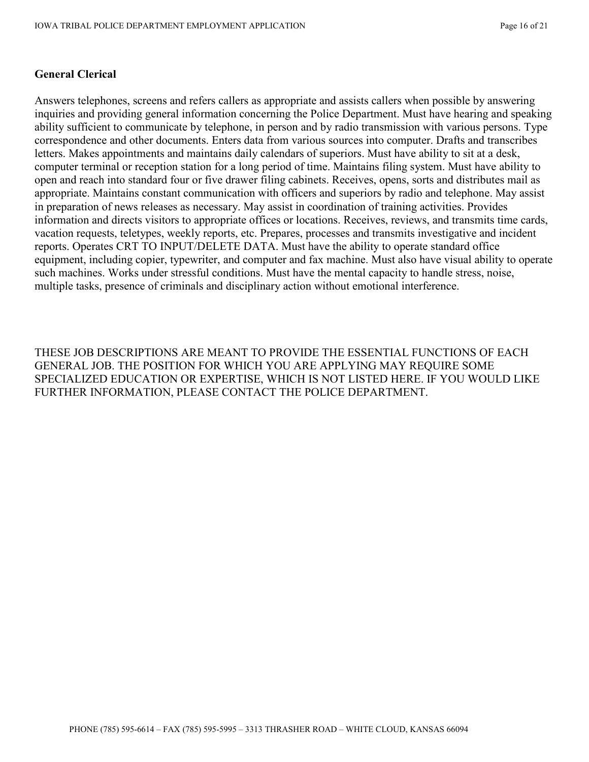**General Clerical**

Answers telephones, screens and refers callers as appropriate and assists callers when possible by answering inquiries and providing general information concerning the Police Department. Must have hearing and speaking ability sufficient to communicate by telephone, in person and by radio transmission with various persons. Type correspondence and other documents. Enters data from various sources into computer. Drafts and transcribes letters. Makes appointments and maintains daily calendars of superiors. Must have ability to sit at a desk, computer terminal or reception station for a long period of time. Maintains filing system. Must have ability to open and reach into standard four or five drawer filing cabinets. Receives, opens, sorts and distributes mail as appropriate. Maintains constant communication with officers and superiors by radio and telephone. May assist in preparation of news releases as necessary. May assist in coordination of training activities. Provides information and directs visitors to appropriate offices or locations. Receives, reviews, and transmits time cards, vacation requests, teletypes, weekly reports, etc. Prepares, processes and transmits investigative and incident reports. Operates CRT TO INPUT/DELETE DATA. Must have the ability to operate standard office equipment, including copier, typewriter, and computer and fax machine. Must also have visual ability to operate such machines. Works under stressful conditions. Must have the mental capacity to handle stress, noise, multiple tasks, presence of criminals and disciplinary action without emotional interference.

THESE JOB DESCRIPTIONS ARE MEANT TO PROVIDE THE ESSENTIAL FUNCTIONS OF EACH GENERAL JOB. THE POSITION FOR WHICH YOU ARE APPLYING MAY REQUIRE SOME SPECIALIZED EDUCATION OR EXPERTISE, WHICH IS NOT LISTED HERE. IF YOU WOULD LIKE FURTHER INFORMATION, PLEASE CONTACT THE POLICE DEPARTMENT.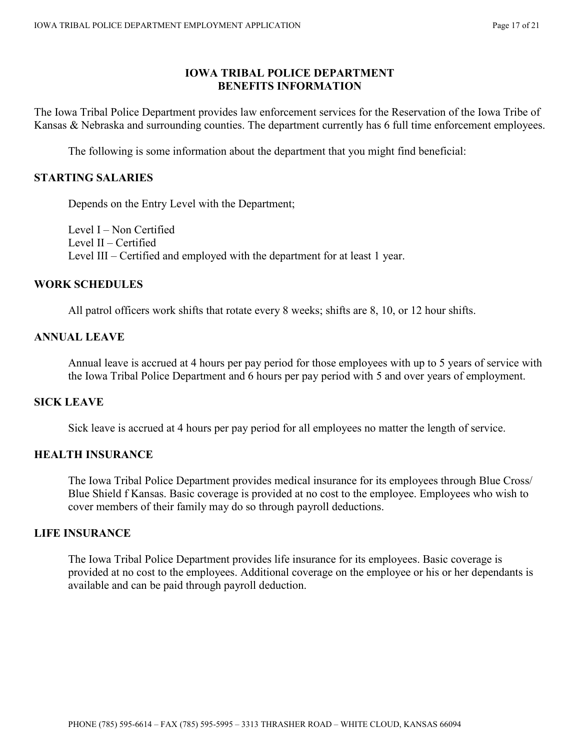# IOWA TRIBAL POLICE DEPARTMENT
# BENEFITS INFORMATION

The Iowa Tribal Police Department provides law enforcement services for the Reservation of the Iowa Tribe of Kansas & Nebraska and surrounding counties. The department currently has 6 full time enforcement employees.

The following is some information about the department that you might find beneficial:

## STARTING SALARIES

Depends on the Entry Level with the Department;

Level I – Non Certified
Level II – Certified
Level III – Certified and employed with the department for at least 1 year.

## WORK SCHEDULES

All patrol officers work shifts that rotate every 8 weeks; shifts are 8, 10, or 12 hour shifts.

## ANNUAL LEAVE

Annual leave is accrued at 4 hours per pay period for those employees with up to 5 years of service with the Iowa Tribal Police Department and 6 hours per pay period with 5 and over years of employment.

## SICK LEAVE

Sick leave is accrued at 4 hours per pay period for all employees no matter the length of service.

## HEALTH INSURANCE

The Iowa Tribal Police Department provides medical insurance for its employees through Blue Cross/ Blue Shield f Kansas. Basic coverage is provided at no cost to the employee. Employees who wish to cover members of their family may do so through payroll deductions.

## LIFE INSURANCE

The Iowa Tribal Police Department provides life insurance for its employees. Basic coverage is provided at no cost to the employees. Additional coverage on the employee or his or her dependants is available and can be paid through payroll deduction.

PHONE (785) 595-6614 – FAX (785) 595-5995 – 3313 THRASHER ROAD – WHITE CLOUD, KANSAS 66094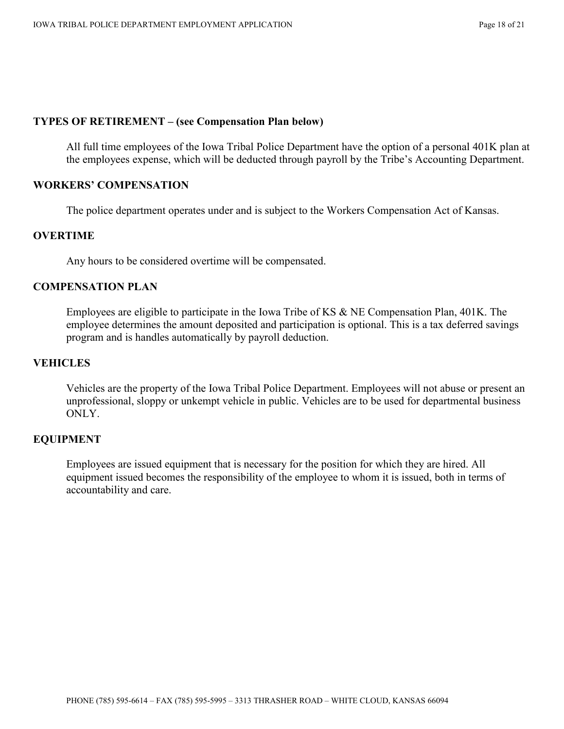### TYPES OF RETIREMENT – (see Compensation Plan below)

All full time employees of the Iowa Tribal Police Department have the option of a personal 401K plan at the employees expense, which will be deducted through payroll by the Tribe's Accounting Department.

### WORKERS' COMPENSATION

The police department operates under and is subject to the Workers Compensation Act of Kansas.

### OVERTIME

Any hours to be considered overtime will be compensated.

### COMPENSATION PLAN

Employees are eligible to participate in the Iowa Tribe of KS & NE Compensation Plan, 401K. The employee determines the amount deposited and participation is optional. This is a tax deferred savings program and is handles automatically by payroll deduction.

### VEHICLES

Vehicles are the property of the Iowa Tribal Police Department. Employees will not abuse or present an unprofessional, sloppy or unkempt vehicle in public. Vehicles are to be used for departmental business ONLY.

### EQUIPMENT

Employees are issued equipment that is necessary for the position for which they are hired. All equipment issued becomes the responsibility of the employee to whom it is issued, both in terms of accountability and care.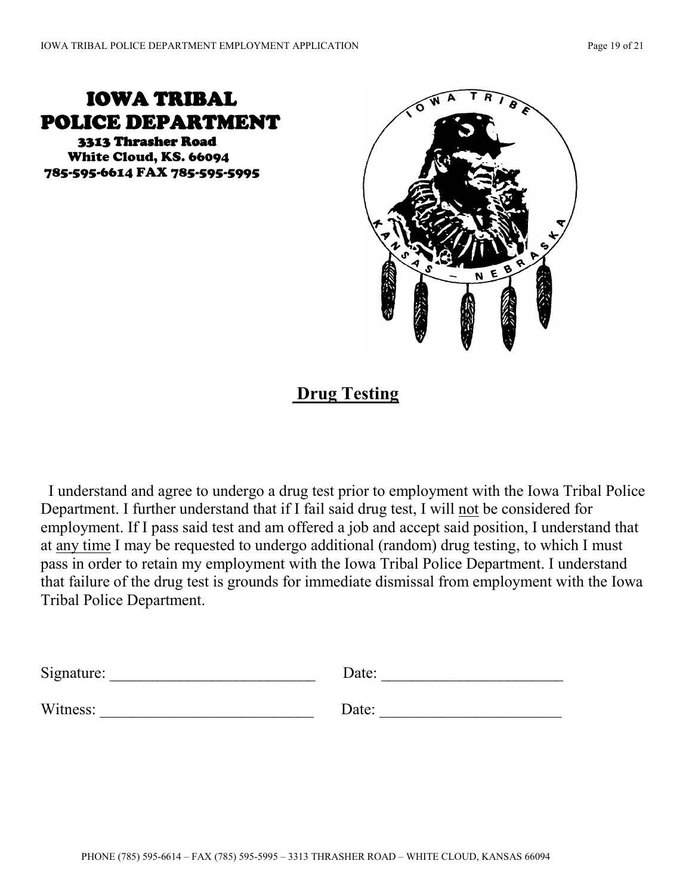# IOWA TRIBAL POLICE DEPARTMENT

**3313 Thrasher Road**
**White Cloud, KS. 66094**
**785-595-6614 FAX 785-595-5995**

## Drug Testing

I understand and agree to undergo a drug test prior to employment with the Iowa Tribal Police Department. I further understand that if I fail said drug test, I will <u>not</u> be considered for employment. If I pass said test and am offered a job and accept said position, I understand that at <u>any time</u> I may be requested to undergo additional (random) drug testing, to which I must pass in order to retain my employment with the Iowa Tribal Police Department. I understand that failure of the drug test is grounds for immediate dismissal from employment with the Iowa Tribal Police Department.

Signature: __________________________ Date: _______________________

Witness: ___________________________ Date: _______________________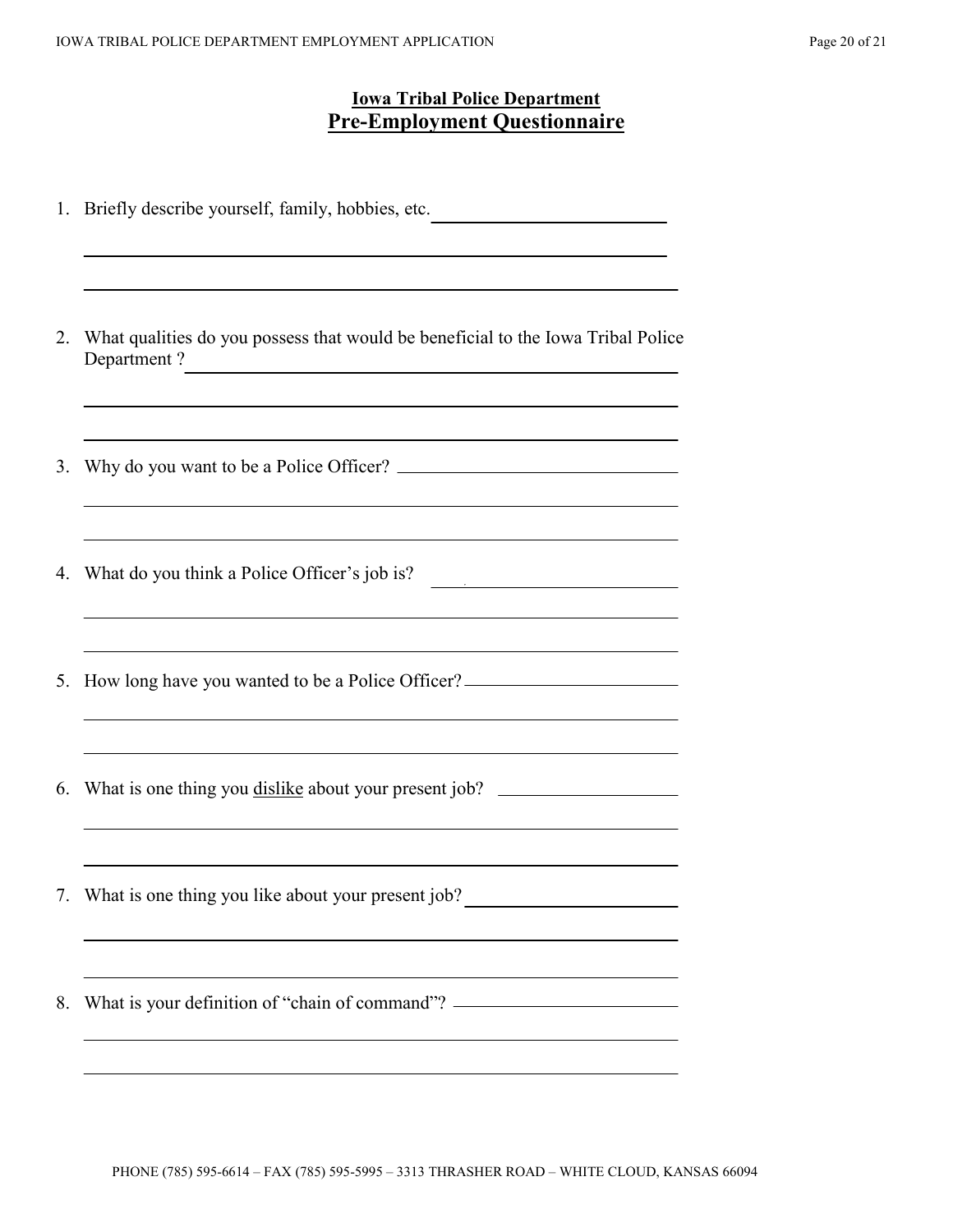## Iowa Tribal Police Department

# Pre-Employment Questionnaire

1. Briefly describe yourself, family, hobbies, etc.

2. What qualities do you possess that would be beneficial to the Iowa Tribal Police Department ?

3. Why do you want to be a Police Officer?

4. What do you think a Police Officer's job is?

5. How long have you wanted to be a Police Officer?

6. What is one thing you dislike about your present job?

7. What is one thing you like about your present job?

8. What is your definition of "chain of command"?

PHONE (785) 595-6614 – FAX (785) 595-5995 – 3313 THRASHER ROAD – WHITE CLOUD, KANSAS 66094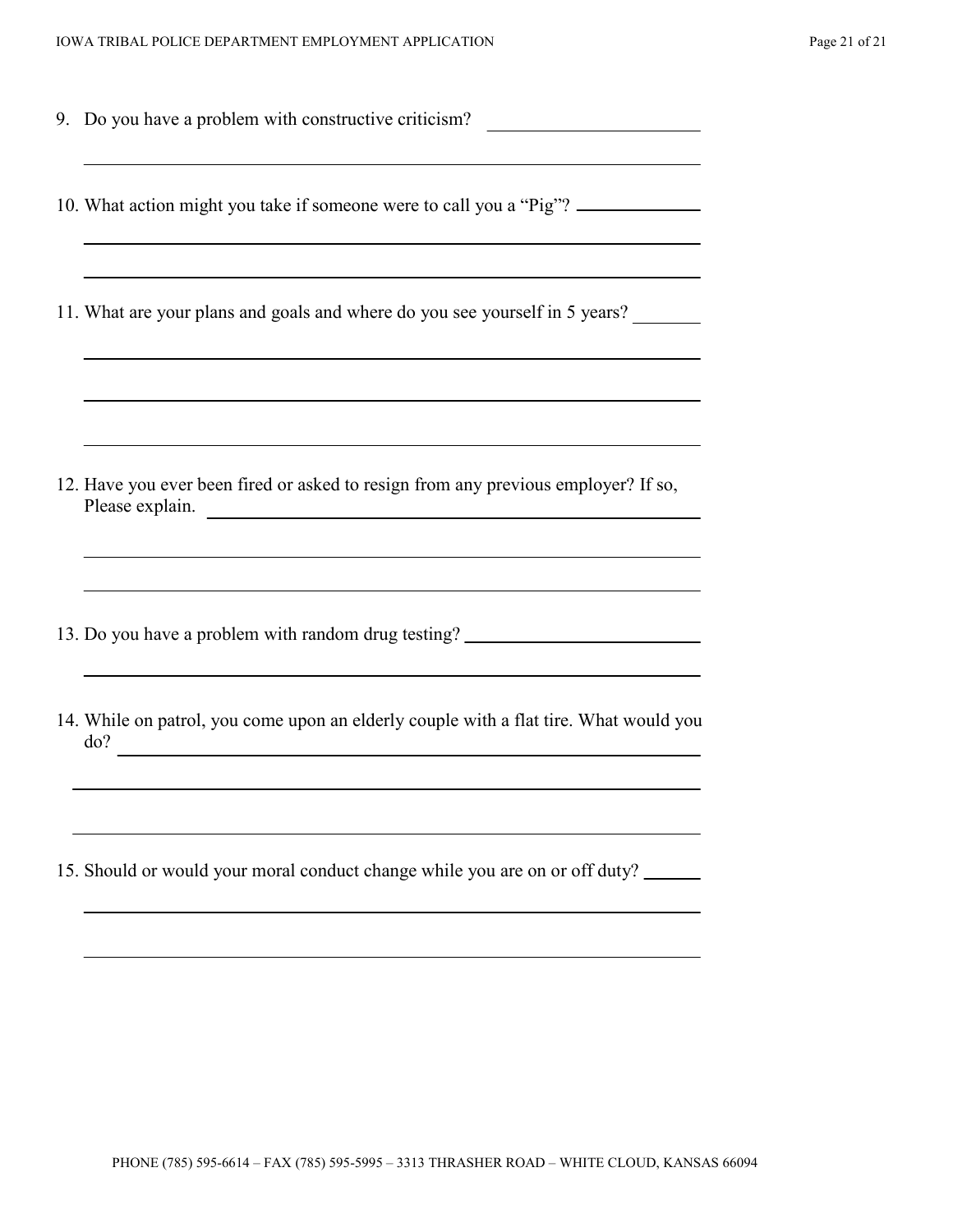9. Do you have a problem with constructive criticism? \_\_\_\_\_\_\_\_\_\_\_\_\_\_\_\_\_\_\_\_

\_\_\_\_\_\_\_\_\_\_\_\_\_\_\_\_\_\_\_\_\_\_\_\_\_\_\_\_\_\_\_\_\_\_\_\_\_\_\_\_\_\_\_\_\_\_\_\_\_\_\_\_\_\_\_\_\_\_\_\_

10. What action might you take if someone were to call you a "Pig"? \_\_\_\_\_\_\_\_\_\_\_\_

\_\_\_\_\_\_\_\_\_\_\_\_\_\_\_\_\_\_\_\_\_\_\_\_\_\_\_\_\_\_\_\_\_\_\_\_\_\_\_\_\_\_\_\_\_\_\_\_\_\_\_\_\_\_\_\_\_\_\_\_

\_\_\_\_\_\_\_\_\_\_\_\_\_\_\_\_\_\_\_\_\_\_\_\_\_\_\_\_\_\_\_\_\_\_\_\_\_\_\_\_\_\_\_\_\_\_\_\_\_\_\_\_\_\_\_\_\_\_\_\_

11. What are your plans and goals and where do you see yourself in 5 years? \_\_\_\_\_\_\_

\_\_\_\_\_\_\_\_\_\_\_\_\_\_\_\_\_\_\_\_\_\_\_\_\_\_\_\_\_\_\_\_\_\_\_\_\_\_\_\_\_\_\_\_\_\_\_\_\_\_\_\_\_\_\_\_\_\_\_\_

\_\_\_\_\_\_\_\_\_\_\_\_\_\_\_\_\_\_\_\_\_\_\_\_\_\_\_\_\_\_\_\_\_\_\_\_\_\_\_\_\_\_\_\_\_\_\_\_\_\_\_\_\_\_\_\_\_\_\_\_

\_\_\_\_\_\_\_\_\_\_\_\_\_\_\_\_\_\_\_\_\_\_\_\_\_\_\_\_\_\_\_\_\_\_\_\_\_\_\_\_\_\_\_\_\_\_\_\_\_\_\_\_\_\_\_\_\_\_\_\_

12. Have you ever been fired or asked to resign from any previous employer? If so, Please explain. \_\_\_\_\_\_\_\_\_\_\_\_\_\_\_\_\_\_\_\_\_\_\_\_\_\_\_\_\_\_\_\_\_\_\_\_\_\_\_\_\_\_\_\_

\_\_\_\_\_\_\_\_\_\_\_\_\_\_\_\_\_\_\_\_\_\_\_\_\_\_\_\_\_\_\_\_\_\_\_\_\_\_\_\_\_\_\_\_\_\_\_\_\_\_\_\_\_\_\_\_\_\_\_\_

\_\_\_\_\_\_\_\_\_\_\_\_\_\_\_\_\_\_\_\_\_\_\_\_\_\_\_\_\_\_\_\_\_\_\_\_\_\_\_\_\_\_\_\_\_\_\_\_\_\_\_\_\_\_\_\_\_\_\_\_

13. Do you have a problem with random drug testing? \_\_\_\_\_\_\_\_\_\_\_\_\_\_\_\_\_\_\_\_\_\_

\_\_\_\_\_\_\_\_\_\_\_\_\_\_\_\_\_\_\_\_\_\_\_\_\_\_\_\_\_\_\_\_\_\_\_\_\_\_\_\_\_\_\_\_\_\_\_\_\_\_\_\_\_\_\_\_\_\_\_\_

14. While on patrol, you come upon an elderly couple with a flat tire. What would you do? \_\_\_\_\_\_\_\_\_\_\_\_\_\_\_\_\_\_\_\_\_\_\_\_\_\_\_\_\_\_\_\_\_\_\_\_\_\_\_\_\_\_\_\_\_\_\_\_\_\_\_\_\_\_\_\_

\_\_\_\_\_\_\_\_\_\_\_\_\_\_\_\_\_\_\_\_\_\_\_\_\_\_\_\_\_\_\_\_\_\_\_\_\_\_\_\_\_\_\_\_\_\_\_\_\_\_\_\_\_\_\_\_\_\_\_\_

\_\_\_\_\_\_\_\_\_\_\_\_\_\_\_\_\_\_\_\_\_\_\_\_\_\_\_\_\_\_\_\_\_\_\_\_\_\_\_\_\_\_\_\_\_\_\_\_\_\_\_\_\_\_\_\_\_\_\_\_

15. Should or would your moral conduct change while you are on or off duty? \_\_\_\_\_

\_\_\_\_\_\_\_\_\_\_\_\_\_\_\_\_\_\_\_\_\_\_\_\_\_\_\_\_\_\_\_\_\_\_\_\_\_\_\_\_\_\_\_\_\_\_\_\_\_\_\_\_\_\_\_\_\_\_\_\_

\_\_\_\_\_\_\_\_\_\_\_\_\_\_\_\_\_\_\_\_\_\_\_\_\_\_\_\_\_\_\_\_\_\_\_\_\_\_\_\_\_\_\_\_\_\_\_\_\_\_\_\_\_\_\_\_\_\_\_\_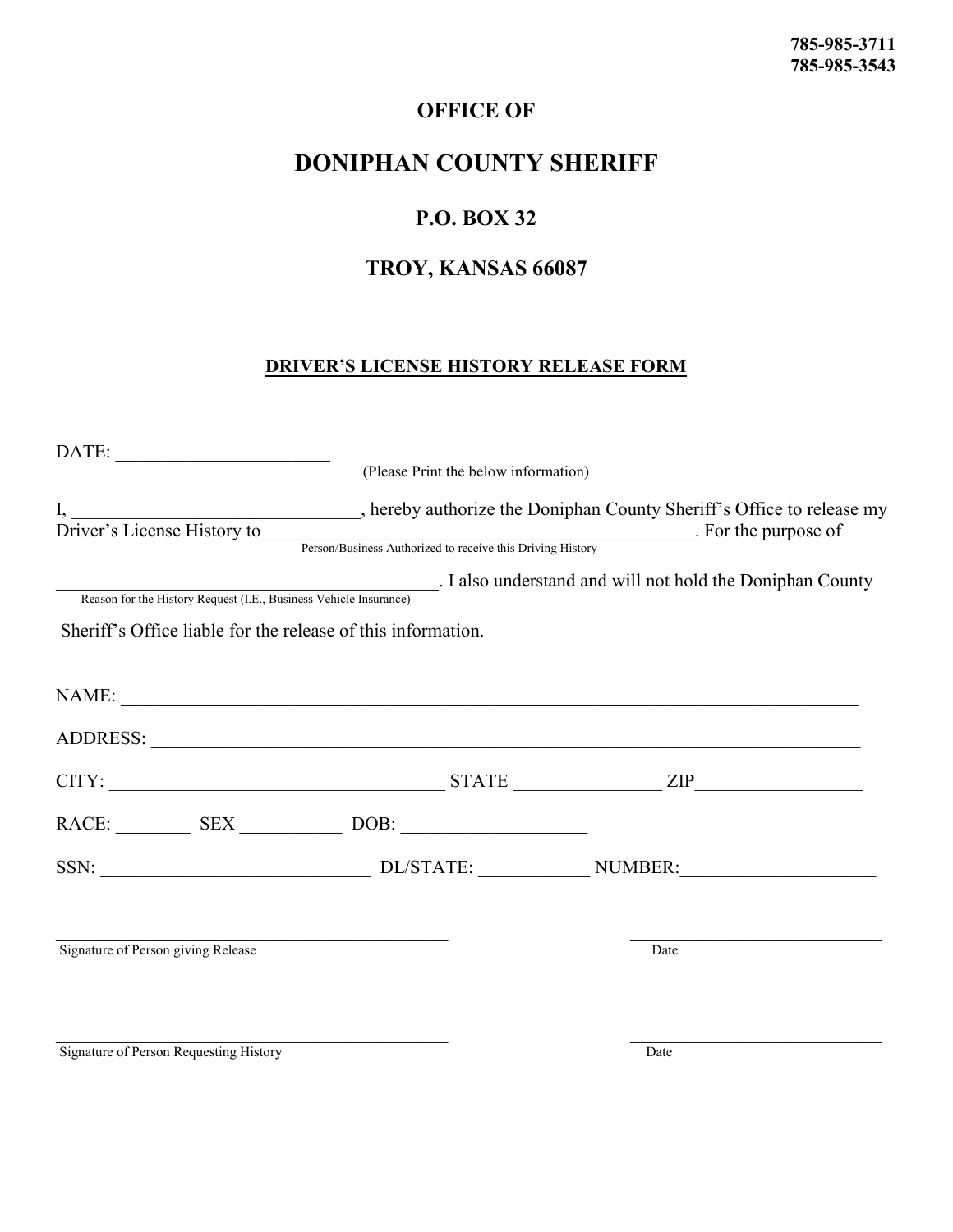785-985-3711
785-985-3543

# OFFICE OF

# DONIPHAN COUNTY SHERIFF

## P.O. BOX 32

## TROY, KANSAS 66087

### DRIVER'S LICENSE HISTORY RELEASE FORM

DATE: ________________________

(Please Print the below information)

I, ________________________________, hereby authorize the Doniphan County Sheriff's Office to release my Driver's License History to ________________________________________________. For the purpose of
Person/Business Authorized to receive this Driving History

__________________________________________. I also understand and will not hold the Doniphan County
Reason for the History Request (I.E., Business Vehicle Insurance)

Sheriff's Office liable for the release of this information.

NAME: ________________________________________________________________________________

ADDRESS: _____________________________________________________________________________

CITY: ____________________________________ STATE ________________ ZIP__________________

RACE: ________ SEX ___________ DOB: ____________________

SSN: _____________________________ DL/STATE: ____________ NUMBER:_____________________

_______________________________________________ ______________________________
Signature of Person giving Release Date

_______________________________________________ ______________________________
Signature of Person Requesting History Date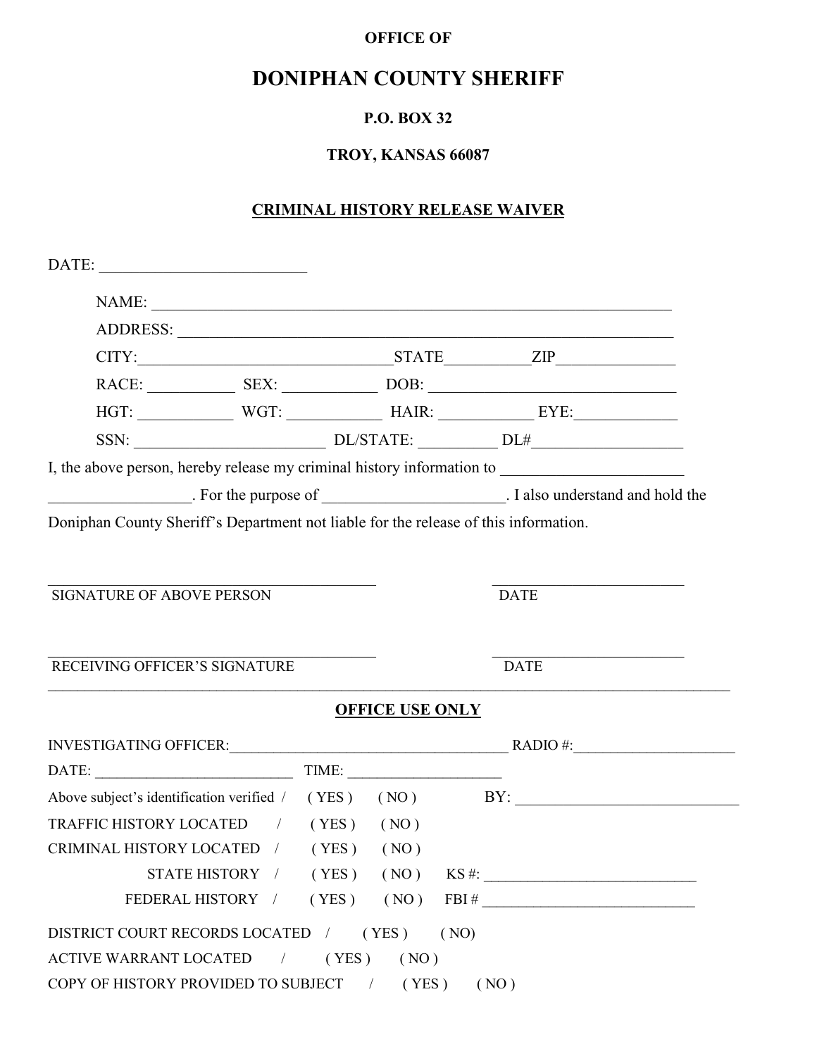**OFFICE OF**

# DONIPHAN COUNTY SHERIFF

**P.O. BOX 32**

**TROY, KANSAS 66087**

## CRIMINAL HISTORY RELEASE WAIVER

DATE: ___________________________

NAME: ___________________________________________________________________

ADDRESS: ________________________________________________________________

CITY:_________________________________STATE___________ZIP_______________

RACE: ___________ SEX: ____________ DOB: _______________________________

HGT: ____________ WGT: ____________ HAIR: ____________ EYE:_____________

SSN: ________________________ DL/STATE: __________ DL#___________________

I, the above person, hereby release my criminal history information to _______________________ __________________. For the purpose of _______________________. I also understand and hold the Doniphan County Sheriff's Department not liable for the release of this information.

__________________________________________ ________________________

SIGNATURE OF ABOVE PERSON DATE

__________________________________________ ________________________

RECEIVING OFFICER'S SIGNATURE DATE

---

## OFFICE USE ONLY

INVESTIGATING OFFICER:_____________________________________ RADIO #:_____________________

DATE: ___________________________ TIME: ____________________

Above subject's identification verified / ( YES ) ( NO ) BY: _____________________________

TRAFFIC HISTORY LOCATED / ( YES ) ( NO )

CRIMINAL HISTORY LOCATED / ( YES ) ( NO )

STATE HISTORY / ( YES ) ( NO ) KS #: ____________________________

FEDERAL HISTORY / ( YES ) ( NO ) FBI # ____________________________

DISTRICT COURT RECORDS LOCATED / ( YES ) ( NO)

ACTIVE WARRANT LOCATED / ( YES ) ( NO )

COPY OF HISTORY PROVIDED TO SUBJECT / ( YES ) ( NO )